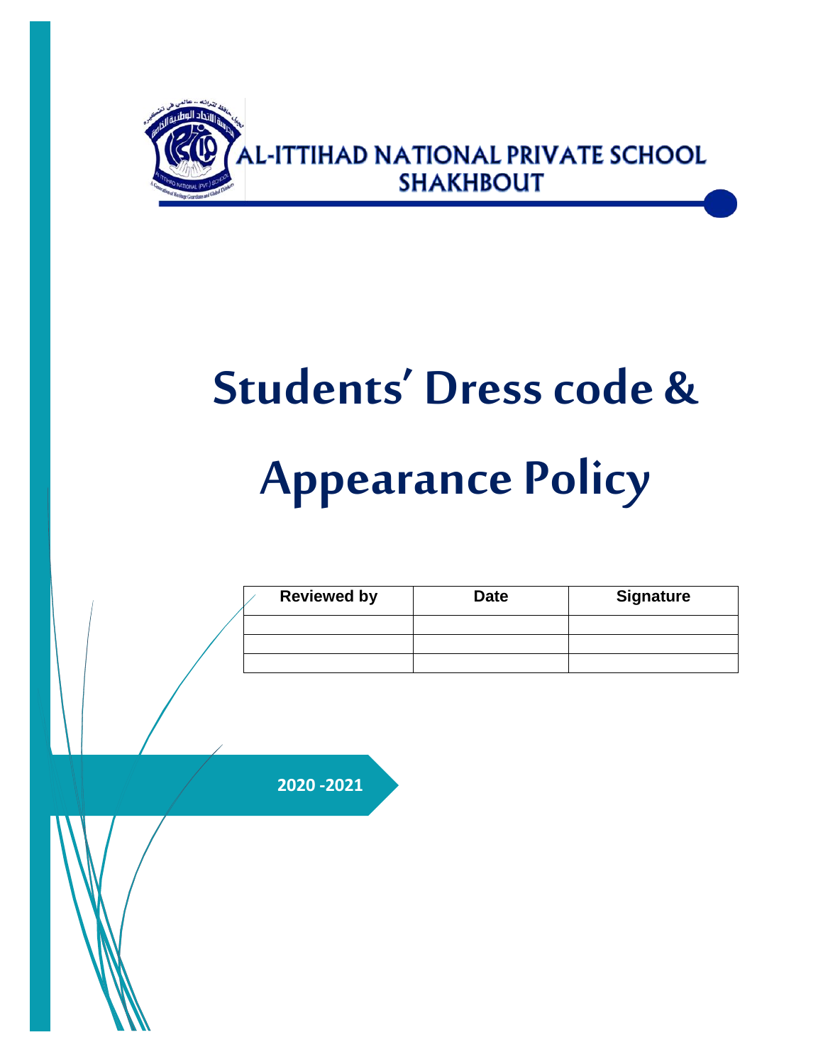AL-ITTIHAD NATIONAL PRIVATE SCHOOL
SHAKHBOUT

# Students' Dress code & Appearance Policy

| Reviewed by | Date | Signature |
| --- | --- | --- |
| | | |
| | | |
| | | |

2020 -2021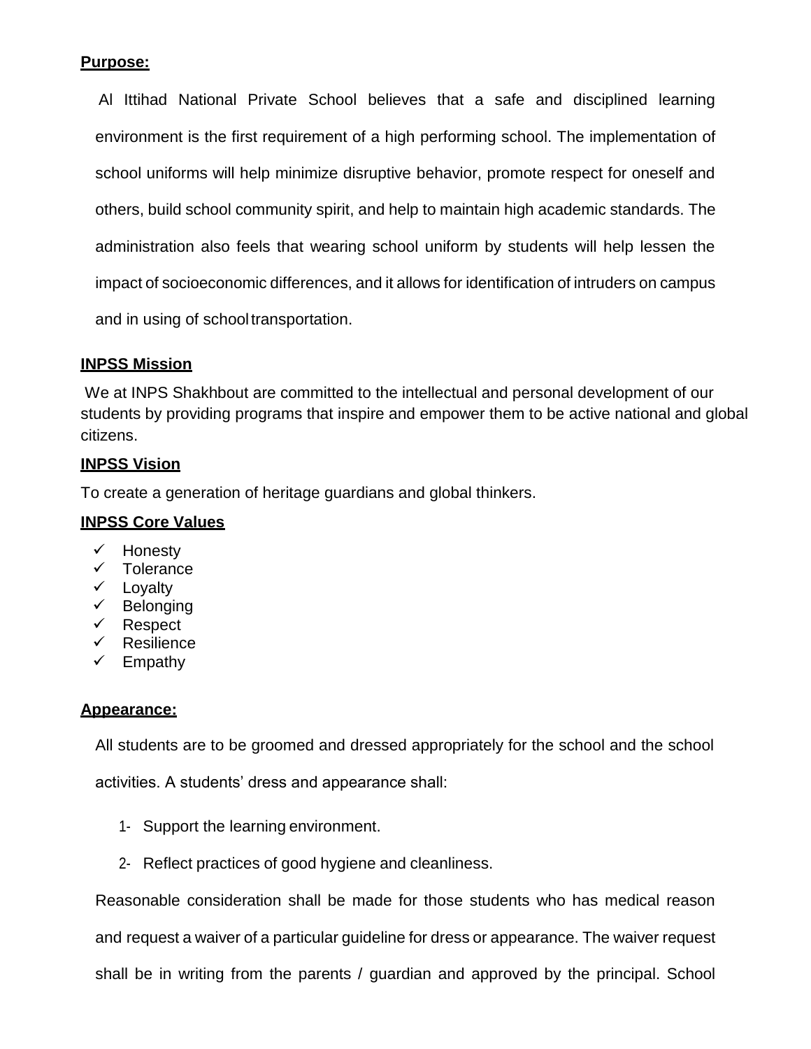**Purpose:**

Al Ittihad National Private School believes that a safe and disciplined learning environment is the first requirement of a high performing school. The implementation of school uniforms will help minimize disruptive behavior, promote respect for oneself and others, build school community spirit, and help to maintain high academic standards. The administration also feels that wearing school uniform by students will help lessen the impact of socioeconomic differences, and it allows for identification of intruders on campus and in using of school transportation.

**INPSS Mission**

We at INPS Shakhbout are committed to the intellectual and personal development of our students by providing programs that inspire and empower them to be active national and global citizens.

**INPSS Vision**

To create a generation of heritage guardians and global thinkers.

**INPSS Core Values**

- ✓ Honesty
- ✓ Tolerance
- ✓ Loyalty
- ✓ Belonging
- ✓ Respect
- ✓ Resilience
- ✓ Empathy

**Appearance:**

All students are to be groomed and dressed appropriately for the school and the school activities. A students' dress and appearance shall:

1- Support the learning environment.

2- Reflect practices of good hygiene and cleanliness.

Reasonable consideration shall be made for those students who has medical reason and request a waiver of a particular guideline for dress or appearance. The waiver request shall be in writing from the parents / guardian and approved by the principal. School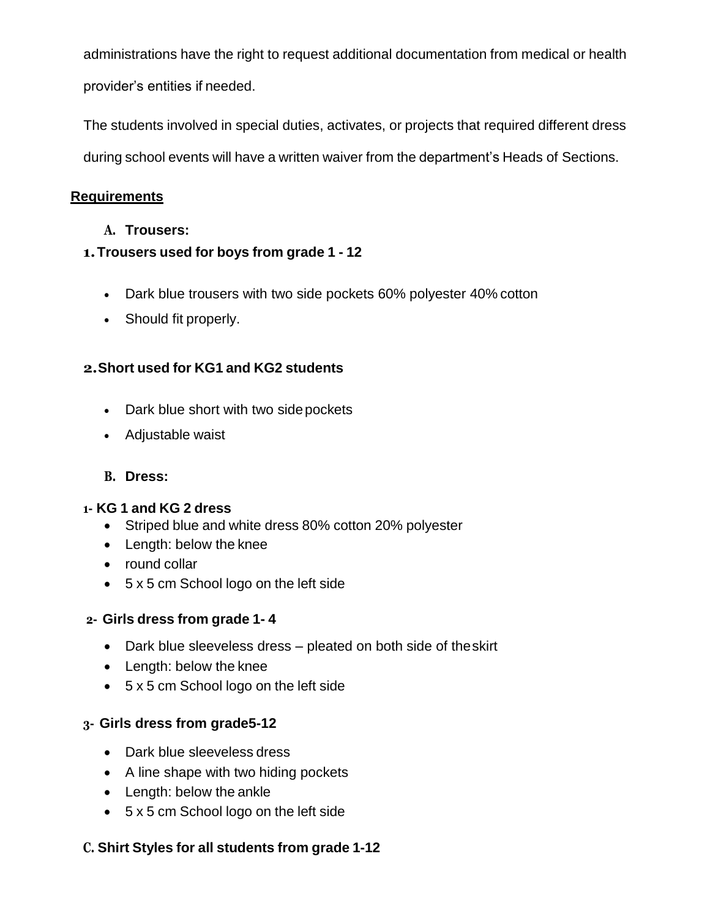administrations have the right to request additional documentation from medical or health provider's entities if needed.

The students involved in special duties, activates, or projects that required different dress during school events will have a written waiver from the department's Heads of Sections.

## Requirements

### A. Trousers:

**1. Trousers used for boys from grade 1 - 12**

- Dark blue trousers with two side pockets 60% polyester 40% cotton
- Should fit properly.

**2. Short used for KG1 and KG2 students**

- Dark blue short with two side pockets
- Adjustable waist

### B. Dress:

**1- KG 1 and KG 2 dress**

- Striped blue and white dress 80% cotton 20% polyester
- Length: below the knee
- round collar
- 5 x 5 cm School logo on the left side

**2- Girls dress from grade 1- 4**

- Dark blue sleeveless dress – pleated on both side of the skirt
- Length: below the knee
- 5 x 5 cm School logo on the left side

**3- Girls dress from grade5-12**

- Dark blue sleeveless dress
- A line shape with two hiding pockets
- Length: below the ankle
- 5 x 5 cm School logo on the left side

### C. Shirt Styles for all students from grade 1-12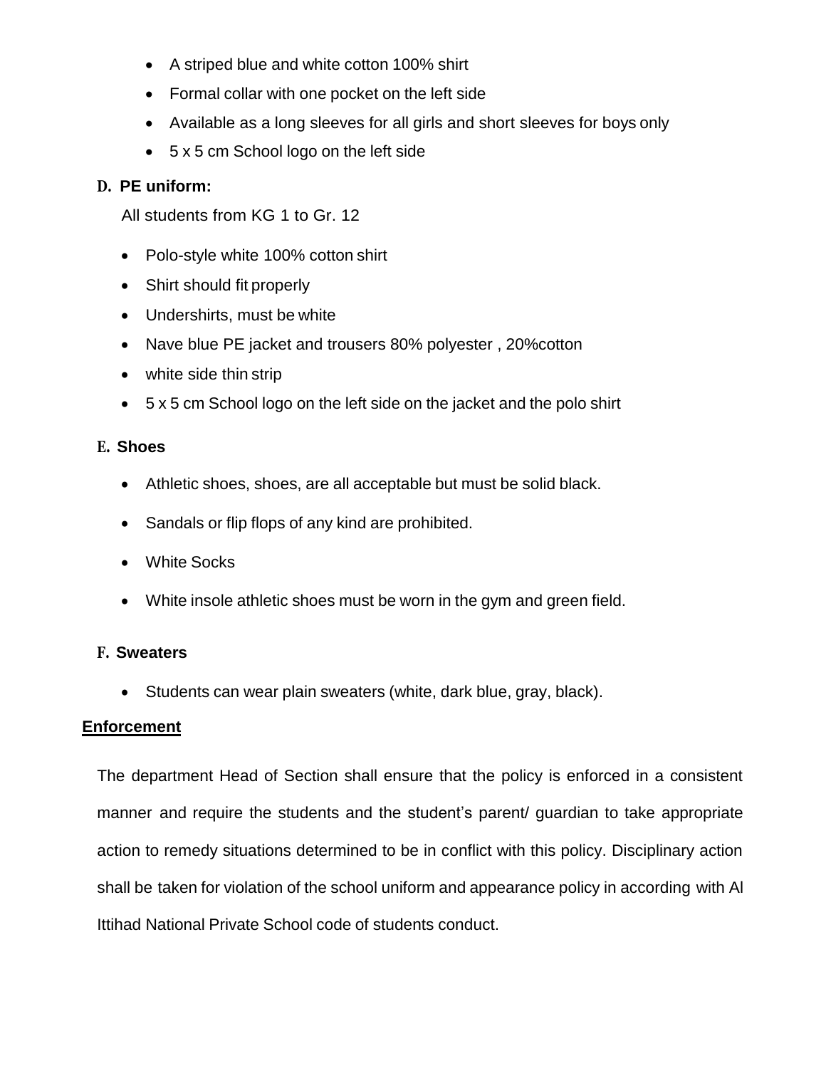- A striped blue and white cotton 100% shirt
- Formal collar with one pocket on the left side
- Available as a long sleeves for all girls and short sleeves for boys only
- 5 x 5 cm School logo on the left side

**D. PE uniform:**

All students from KG 1 to Gr. 12

- Polo-style white 100% cotton shirt
- Shirt should fit properly
- Undershirts, must be white
- Nave blue PE jacket and trousers 80% polyester , 20%cotton
- white side thin strip
- 5 x 5 cm School logo on the left side on the jacket and the polo shirt

**E. Shoes**

- Athletic shoes, shoes, are all acceptable but must be solid black.
- Sandals or flip flops of any kind are prohibited.
- White Socks
- White insole athletic shoes must be worn in the gym and green field.

**F. Sweaters**

- Students can wear plain sweaters (white, dark blue, gray, black).

**Enforcement**

The department Head of Section shall ensure that the policy is enforced in a consistent manner and require the students and the student's parent/ guardian to take appropriate action to remedy situations determined to be in conflict with this policy. Disciplinary action shall be taken for violation of the school uniform and appearance policy in according with Al Ittihad National Private School code of students conduct.